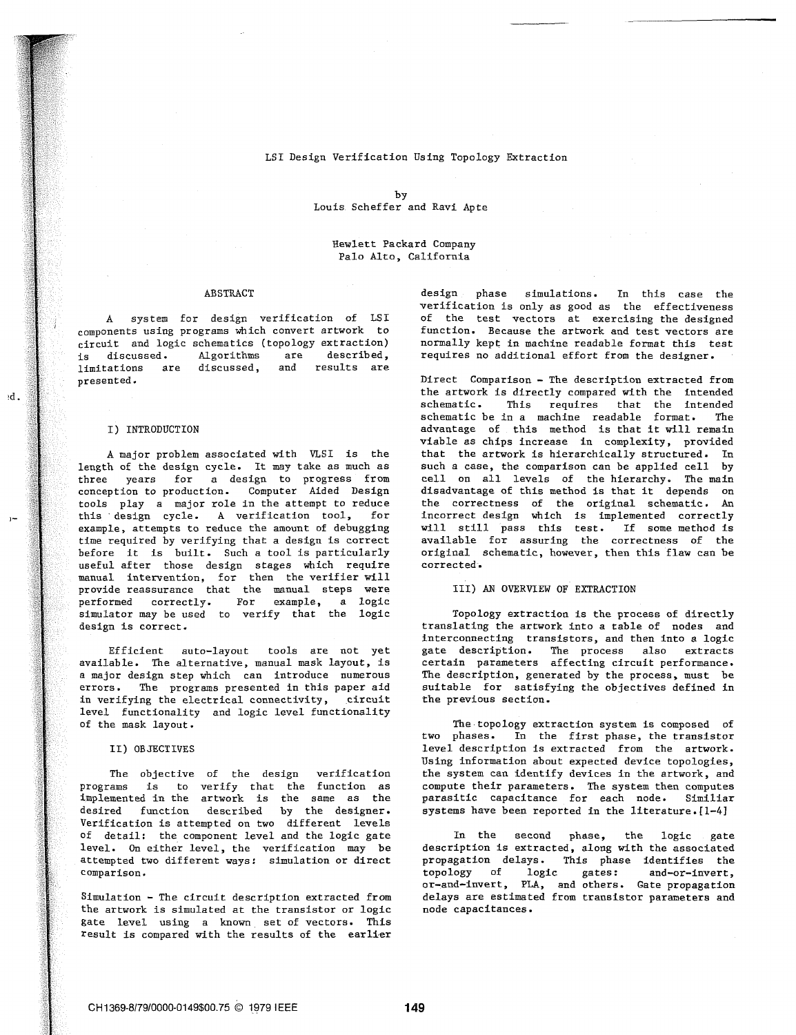# LSI Design Verification Using Topology Extraction

by
Louis Scheffer and Ravi Apte

Hewlett Packard Company
Palo Alto, California

## ABSTRACT

A system for design verification of LSI components using programs which convert artwork to circuit and logic schematics (topology extraction) is discussed. Algorithms are described, limitations are discussed, and results are presented.

## I) INTRODUCTION

A major problem associated with VLSI is the length of the design cycle. It may take as much as three years for a design to progress from conception to production. Computer Aided Design tools play a major role in the attempt to reduce this design cycle. A verification tool, for example, attempts to reduce the amount of debugging time required by verifying that a design is correct before it is built. Such a tool is particularly useful after those design stages which require manual intervention, for then the verifier will provide reassurance that the manual steps were performed correctly. For example, a logic simulator may be used to verify that the logic design is correct.

Efficient auto-layout tools are not yet available. The alternative, manual mask layout, is a major design step which can introduce numerous errors. The programs presented in this paper aid in verifying the electrical connectivity, circuit level functionality and logic level functionality of the mask layout.

## II) OBJECTIVES

The objective of the design verification programs is to verify that the function as implemented in the artwork is the same as the desired function described by the designer. Verification is attempted on two different levels of detail: the component level and the logic gate level. On either level, the verification may be attempted two different ways: simulation or direct comparison.

Simulation - The circuit description extracted from the artwork is simulated at the transistor or logic gate level using a known set of vectors. This result is compared with the results of the earlier design phase simulations. In this case the verification is only as good as the effectiveness of the test vectors at exercising the designed function. Because the artwork and test vectors are normally kept in machine readable format this test requires no additional effort from the designer.

Direct Comparison - The description extracted from the artwork is directly compared with the intended schematic. This requires that the intended schematic be in a machine readable format. The advantage of this method is that it will remain viable as chips increase in complexity, provided that the artwork is hierarchically structured. In such a case, the comparison can be applied cell by cell on all levels of the hierarchy. The main disadvantage of this method is that it depends on the correctness of the original schematic. An incorrect design which is implemented correctly will still pass this test. If some method is available for assuring the correctness of the original schematic, however, then this flaw can be corrected.

## III) AN OVERVIEW OF EXTRACTION

Topology extraction is the process of directly translating the artwork into a table of nodes and interconnecting transistors, and then into a logic gate description. The process also extracts certain parameters affecting circuit performance. The description, generated by the process, must be suitable for satisfying the objectives defined in the previous section.

The topology extraction system is composed of two phases. In the first phase, the transistor level description is extracted from the artwork. Using information about expected device topologies, the system can identify devices in the artwork, and compute their parameters. The system then computes parasitic capacitance for each node. Similiar systems have been reported in the literature.[1-4]

In the second phase, the logic gate description is extracted, along with the associated propagation delays. This phase identifies the topology of logic gates: and-or-invert, or-and-invert, PLA, and others. Gate propagation delays are estimated from transistor parameters and node capacitances.

CH1369-8/79/0000-0149$00.75 © 1979 IEEE